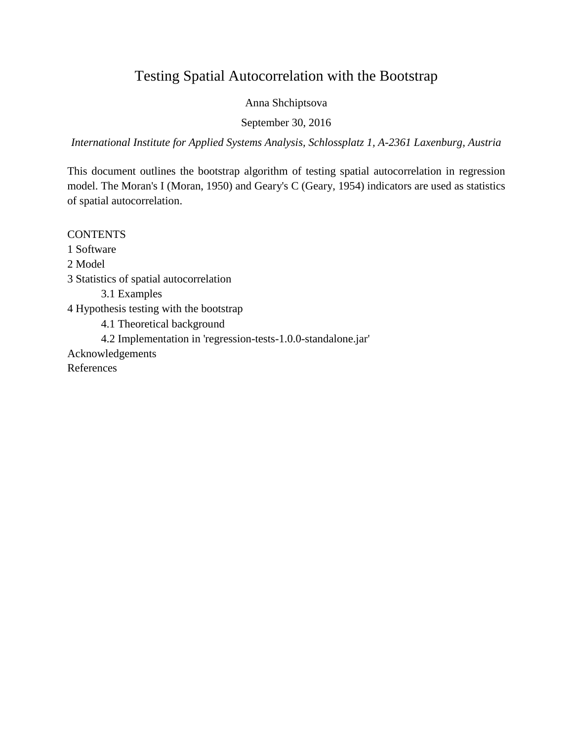# Testing Spatial Autocorrelation with the Bootstrap

Anna Shchiptsova

September 30, 2016

*International Institute for Applied Systems Analysis, Schlossplatz 1, A-2361 Laxenburg, Austria*

This document outlines the bootstrap algorithm of testing spatial autocorrelation in regression model. The Moran's I (Moran, 1950) and Geary's C (Geary, 1954) indicators are used as statistics of spatial autocorrelation.

CONTENTS

1 Software

2 Model

3 Statistics of spatial autocorrelation

  3.1 Examples

4 Hypothesis testing with the bootstrap

  4.1 Theoretical background

  4.2 Implementation in 'regression-tests-1.0.0-standalone.jar'

Acknowledgements

References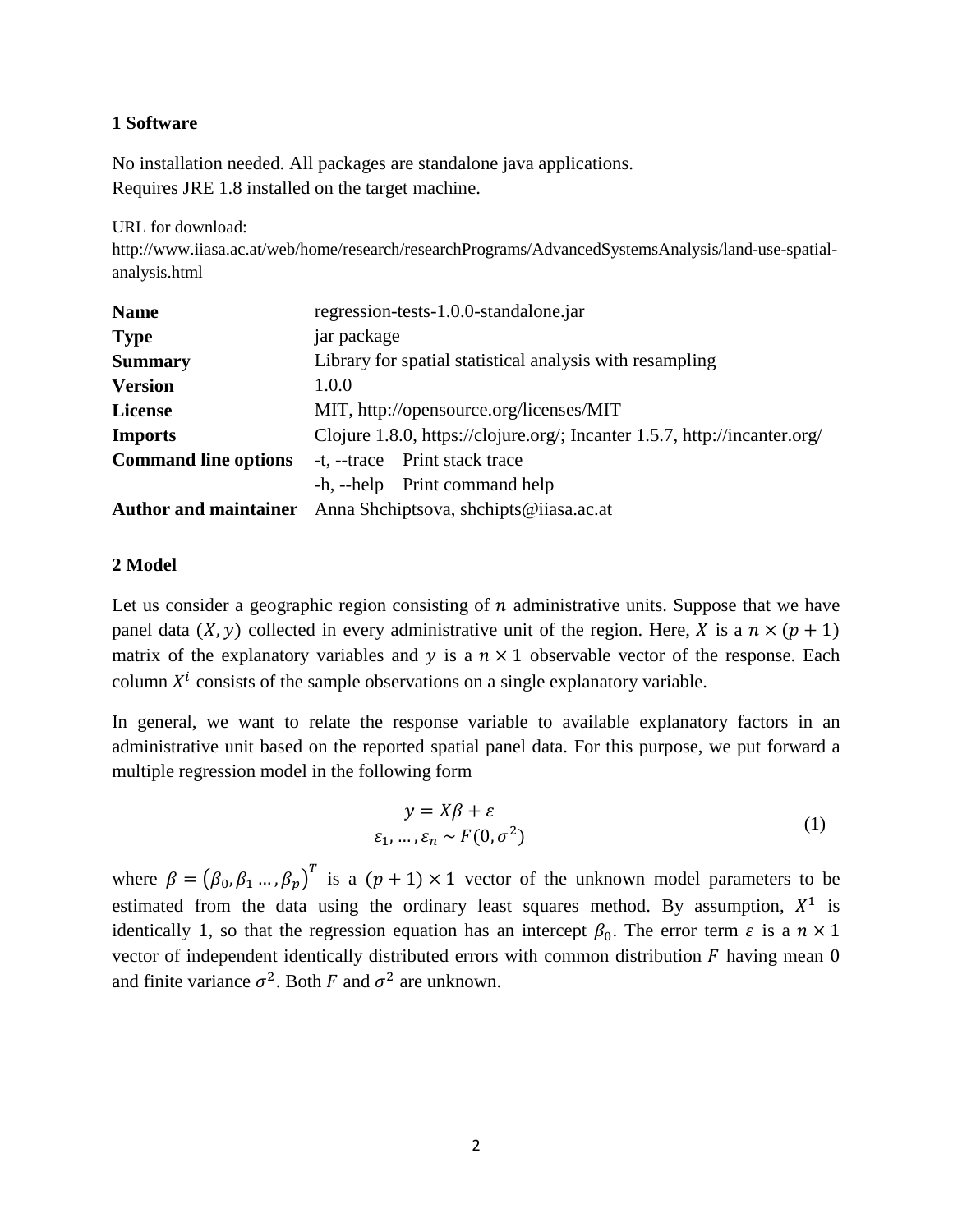## 1 Software

No installation needed. All packages are standalone java applications.
Requires JRE 1.8 installed on the target machine.

URL for download:
http://www.iiasa.ac.at/web/home/research/researchPrograms/AdvancedSystemsAnalysis/land-use-spatial-analysis.html

| | |
|---|---|
| **Name** | regression-tests-1.0.0-standalone.jar |
| **Type** | jar package |
| **Summary** | Library for spatial statistical analysis with resampling |
| **Version** | 1.0.0 |
| **License** | MIT, http://opensource.org/licenses/MIT |
| **Imports** | Clojure 1.8.0, https://clojure.org/; Incanter 1.5.7, http://incanter.org/ |
| **Command line options** | -t, --trace Print stack trace |
| | -h, --help Print command help |
| **Author and maintainer** | Anna Shchiptsova, shchipts@iiasa.ac.at |

## 2 Model

Let us consider a geographic region consisting of $n$ administrative units. Suppose that we have panel data $(X, y)$ collected in every administrative unit of the region. Here, $X$ is a $n \times (p+1)$ matrix of the explanatory variables and $y$ is a $n \times 1$ observable vector of the response. Each column $X^i$ consists of the sample observations on a single explanatory variable.

In general, we want to relate the response variable to available explanatory factors in an administrative unit based on the reported spatial panel data. For this purpose, we put forward a multiple regression model in the following form

$$
\begin{gathered}
y = X\beta + \varepsilon \\
\varepsilon_1, \dots, \varepsilon_n \sim F(0, \sigma^2)
\end{gathered}
\tag{1}
$$

where $\beta = (\beta_0, \beta_1 \dots, \beta_p)^T$ is a $(p+1) \times 1$ vector of the unknown model parameters to be estimated from the data using the ordinary least squares method. By assumption, $X^1$ is identically 1, so that the regression equation has an intercept $\beta_0$. The error term $\varepsilon$ is a $n \times 1$ vector of independent identically distributed errors with common distribution $F$ having mean 0 and finite variance $\sigma^2$. Both $F$ and $\sigma^2$ are unknown.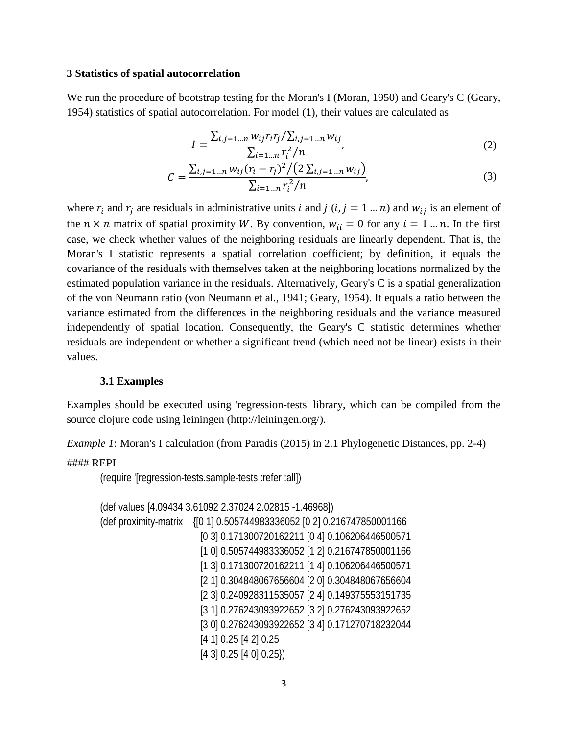## 3 Statistics of spatial autocorrelation

We run the procedure of bootstrap testing for the Moran's I (Moran, 1950) and Geary's C (Geary, 1954) statistics of spatial autocorrelation. For model (1), their values are calculated as

$$I = \frac{\sum_{i,j=1\ldots n} w_{ij} r_i r_j / \sum_{i,j=1\ldots n} w_{ij}}{\sum_{i=1\ldots n} r_i^2 / n}, \tag{2}$$

$$C = \frac{\sum_{i,j=1\ldots n} w_{ij} (r_i - r_j)^2 / \left(2 \sum_{i,j=1\ldots n} w_{ij}\right)}{\sum_{i=1\ldots n} r_i^2 / n}, \tag{3}$$

where $r_i$ and $r_j$ are residuals in administrative units $i$ and $j$ $(i, j = 1 \ldots n)$ and $w_{ij}$ is an element of the $n \times n$ matrix of spatial proximity $W$. By convention, $w_{ii} = 0$ for any $i = 1 \ldots n$. In the first case, we check whether values of the neighboring residuals are linearly dependent. That is, the Moran's I statistic represents a spatial correlation coefficient; by definition, it equals the covariance of the residuals with themselves taken at the neighboring locations normalized by the estimated population variance in the residuals. Alternatively, Geary's C is a spatial generalization of the von Neumann ratio (von Neumann et al., 1941; Geary, 1954). It equals a ratio between the variance estimated from the differences in the neighboring residuals and the variance measured independently of spatial location. Consequently, the Geary's C statistic determines whether residuals are independent or whether a significant trend (which need not be linear) exists in their values.

### 3.1 Examples

Examples should be executed using 'regression-tests' library, which can be compiled from the source clojure code using leiningen (http://leiningen.org/).

*Example 1*: Moran's I calculation (from Paradis (2015) in 2.1 Phylogenetic Distances, pp. 2-4)

#### REPL

```
(require '[regression-tests.sample-tests :refer :all])

(def values [4.09434 3.61092 2.37024 2.02815 -1.46968])
(def proximity-matrix    {[0 1] 0.505744983336052 [0 2] 0.216747850001166
                          [0 3] 0.171300720162211 [0 4] 0.106206446500571
                          [1 0] 0.505744983336052 [1 2] 0.216747850001166
                          [1 3] 0.171300720162211 [1 4] 0.106206446500571
                          [2 1] 0.304848067656604 [2 0] 0.304848067656604
                          [2 3] 0.240928311535057 [2 4] 0.149375553151735
                          [3 1] 0.276243093922652 [3 2] 0.276243093922652
                          [3 0] 0.276243093922652 [3 4] 0.171270718232044
                          [4 1] 0.25 [4 2] 0.25
                          [4 3] 0.25 [4 0] 0.25})
```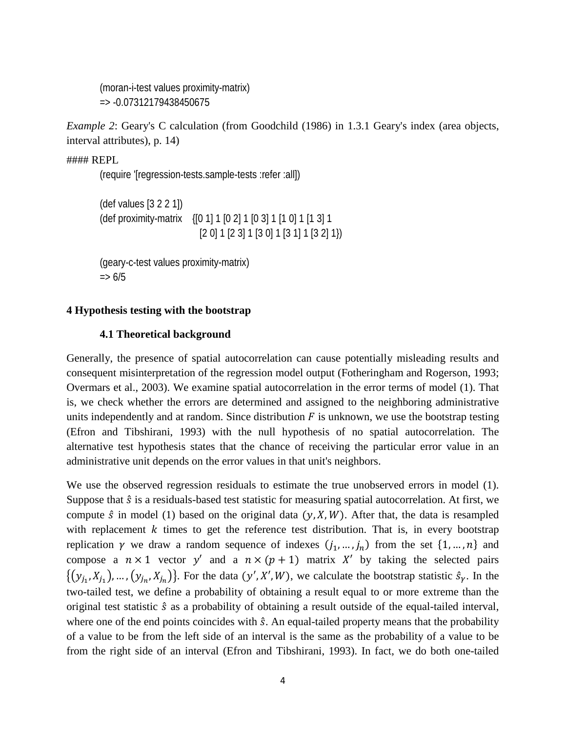```
(moran-i-test values proximity-matrix)
=> -0.07312179438450675
```

*Example 2*: Geary's C calculation (from Goodchild (1986) in 1.3.1 Geary's index (area objects, interval attributes), p. 14)

#### REPL

```
(require '[regression-tests.sample-tests :refer :all])

(def values [3 2 2 1])
(def proximity-matrix    {[0 1] 1 [0 2] 1 [0 3] 1 [1 0] 1 [1 3] 1
                          [2 0] 1 [2 3] 1 [3 0] 1 [3 1] 1 [3 2] 1})

(geary-c-test values proximity-matrix)
=> 6/5
```

**4 Hypothesis testing with the bootstrap**

**4.1 Theoretical background**

Generally, the presence of spatial autocorrelation can cause potentially misleading results and consequent misinterpretation of the regression model output (Fotheringham and Rogerson, 1993; Overmars et al., 2003). We examine spatial autocorrelation in the error terms of model (1). That is, we check whether the errors are determined and assigned to the neighboring administrative units independently and at random. Since distribution $F$ is unknown, we use the bootstrap testing (Efron and Tibshirani, 1993) with the null hypothesis of no spatial autocorrelation. The alternative test hypothesis states that the chance of receiving the particular error value in an administrative unit depends on the error values in that unit's neighbors.

We use the observed regression residuals to estimate the true unobserved errors in model (1). Suppose that $\hat{s}$ is a residuals-based test statistic for measuring spatial autocorrelation. At first, we compute $\hat{s}$ in model (1) based on the original data $(y, X, W)$. After that, the data is resampled with replacement $k$ times to get the reference test distribution. That is, in every bootstrap replication $\gamma$ we draw a random sequence of indexes $(j_1, \ldots, j_n)$ from the set $\{1, \ldots, n\}$ and compose a $n \times 1$ vector $y'$ and a $n \times (p+1)$ matrix $X'$ by taking the selected pairs $\{(y_{j_1}, X_{j_1}), \ldots, (y_{j_n}, X_{j_n})\}$. For the data $(y', X', W)$, we calculate the bootstrap statistic $\hat{s}_\gamma$. In the two-tailed test, we define a probability of obtaining a result equal to or more extreme than the original test statistic $\hat{s}$ as a probability of obtaining a result outside of the equal-tailed interval, where one of the end points coincides with $\hat{s}$. An equal-tailed property means that the probability of a value to be from the left side of an interval is the same as the probability of a value to be from the right side of an interval (Efron and Tibshirani, 1993). In fact, we do both one-tailed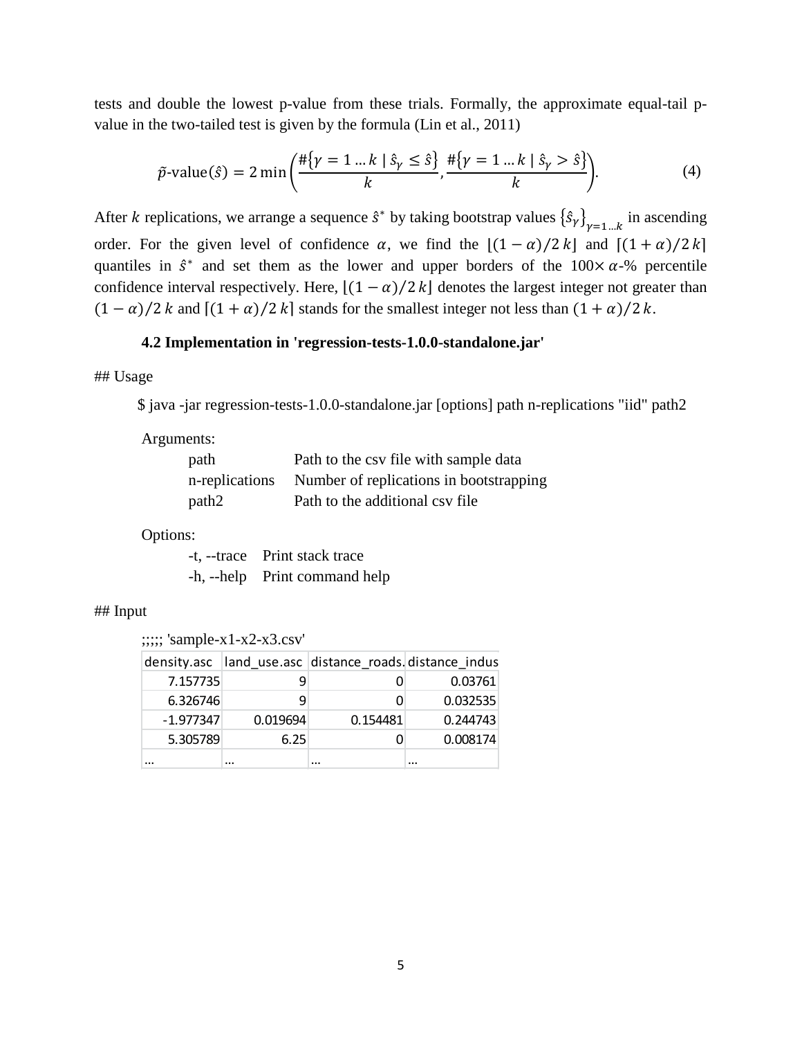tests and double the lowest p-value from these trials. Formally, the approximate equal-tail p-value in the two-tailed test is given by the formula (Lin et al., 2011)

$$\tilde{p}\text{-value}(\hat{s}) = 2\min\left(\frac{\#\{\gamma = 1 \ldots k \mid \hat{s}_\gamma \leq \hat{s}\}}{k}, \frac{\#\{\gamma = 1 \ldots k \mid \hat{s}_\gamma > \hat{s}\}}{k}\right). \quad (4)$$

After $k$ replications, we arrange a sequence $\hat{s}^*$ by taking bootstrap values $\{\hat{s}_\gamma\}_{\gamma=1\ldots k}$ in ascending order. For the given level of confidence $\alpha$, we find the $\lfloor(1-\alpha)/2\,k\rfloor$ and $\lceil(1+\alpha)/2\,k\rceil$ quantiles in $\hat{s}^*$ and set them as the lower and upper borders of the $100\times\alpha$-% percentile confidence interval respectively. Here, $\lfloor(1-\alpha)/2\,k\rfloor$ denotes the largest integer not greater than $(1-\alpha)/2\,k$ and $\lceil(1+\alpha)/2\,k\rceil$ stands for the smallest integer not less than $(1+\alpha)/2\,k$.

### 4.2 Implementation in 'regression-tests-1.0.0-standalone.jar'

## Usage

```
$ java -jar regression-tests-1.0.0-standalone.jar [options] path n-replications "iid" path2

Arguments:
    path             Path to the csv file with sample data
    n-replications   Number of replications in bootstrapping
    path2            Path to the additional csv file

Options:
    -t, --trace   Print stack trace
    -h, --help    Print command help
```

## Input

;;;;; 'sample-x1-x2-x3.csv'

| density.asc | land_use.asc | distance_roads. | distance_indus |
|---|---|---|---|
| 7.157735 | 9 | 0 | 0.03761 |
| 6.326746 | 9 | 0 | 0.032535 |
| -1.977347 | 0.019694 | 0.154481 | 0.244743 |
| 5.305789 | 6.25 | 0 | 0.008174 |
| ... | ... | ... | ... |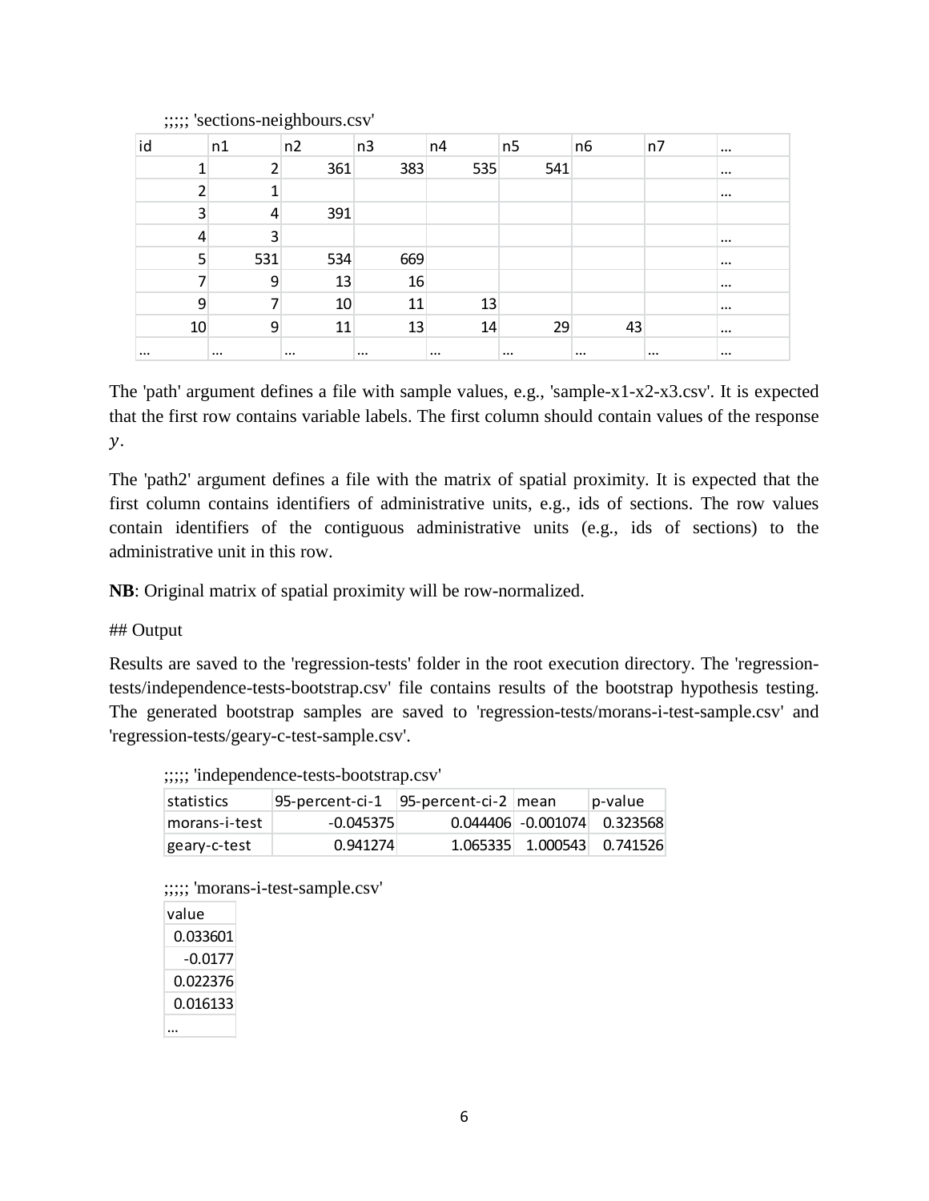;;;;; 'sections-neighbours.csv'

| id | n1 | n2 | n3 | n4 | n5 | n6 | n7 | … |
|---|---|---|---|---|---|---|---|---|
| 1 | 2 | 361 | 383 | 535 | 541 | | | … |
| 2 | 1 | | | | | | | … |
| 3 | 4 | 391 | | | | | | |
| 4 | 3 | | | | | | | … |
| 5 | 531 | 534 | 669 | | | | | … |
| 7 | 9 | 13 | 16 | | | | | … |
| 9 | 7 | 10 | 11 | 13 | | | | … |
| 10 | 9 | 11 | 13 | 14 | 29 | 43 | | … |
| … | … | … | … | … | … | … | … | … |

The 'path' argument defines a file with sample values, e.g., 'sample-x1-x2-x3.csv'. It is expected that the first row contains variable labels. The first column should contain values of the response $y$.

The 'path2' argument defines a file with the matrix of spatial proximity. It is expected that the first column contains identifiers of administrative units, e.g., ids of sections. The row values contain identifiers of the contiguous administrative units (e.g., ids of sections) to the administrative unit in this row.

**NB**: Original matrix of spatial proximity will be row-normalized.

## Output

Results are saved to the 'regression-tests' folder in the root execution directory. The 'regression-tests/independence-tests-bootstrap.csv' file contains results of the bootstrap hypothesis testing. The generated bootstrap samples are saved to 'regression-tests/morans-i-test-sample.csv' and 'regression-tests/geary-c-test-sample.csv'.

;;;;; 'independence-tests-bootstrap.csv'

| statistics | 95-percent-ci-1 | 95-percent-ci-2 | mean | p-value |
|---|---|---|---|---|
| morans-i-test | -0.045375 | 0.044406 | -0.001074 | 0.323568 |
| geary-c-test | 0.941274 | 1.065335 | 1.000543 | 0.741526 |

;;;;; 'morans-i-test-sample.csv'

| value |
|---|
| 0.033601 |
| -0.0177 |
| 0.022376 |
| 0.016133 |
| … |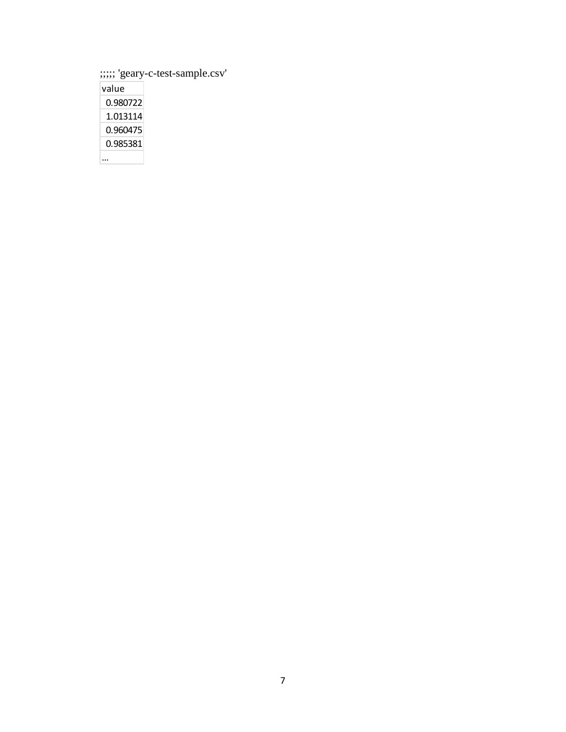;;;;; 'geary-c-test-sample.csv'

| value |
| --- |
| 0.980722 |
| 1.013114 |
| 0.960475 |
| 0.985381 |
| ... |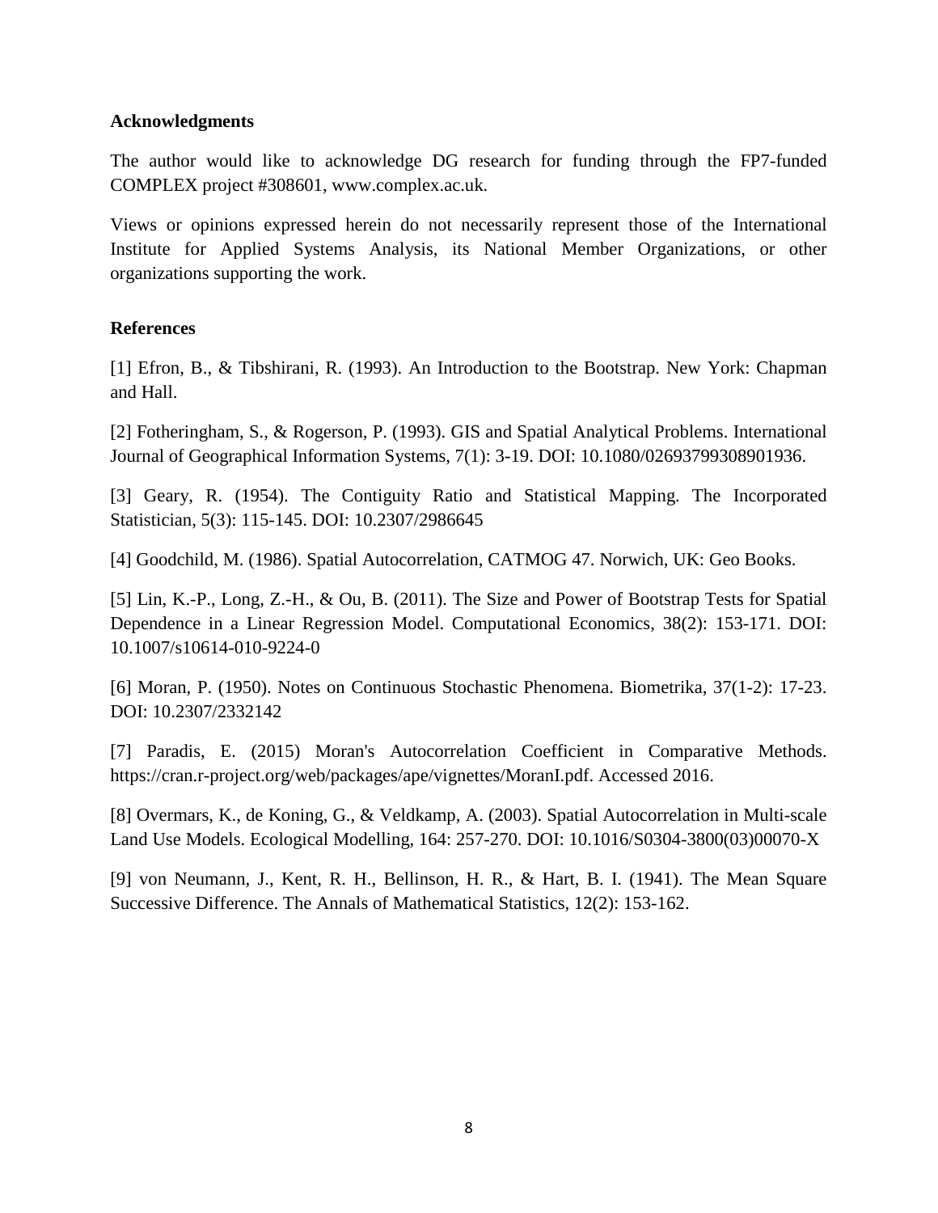**Acknowledgments**

The author would like to acknowledge DG research for funding through the FP7-funded COMPLEX project #308601, www.complex.ac.uk.

Views or opinions expressed herein do not necessarily represent those of the International Institute for Applied Systems Analysis, its National Member Organizations, or other organizations supporting the work.

**References**

[1] Efron, B., & Tibshirani, R. (1993). An Introduction to the Bootstrap. New York: Chapman and Hall.

[2] Fotheringham, S., & Rogerson, P. (1993). GIS and Spatial Analytical Problems. International Journal of Geographical Information Systems, 7(1): 3-19. DOI: 10.1080/02693799308901936.

[3] Geary, R. (1954). The Contiguity Ratio and Statistical Mapping. The Incorporated Statistician, 5(3): 115-145. DOI: 10.2307/2986645

[4] Goodchild, M. (1986). Spatial Autocorrelation, CATMOG 47. Norwich, UK: Geo Books.

[5] Lin, K.-P., Long, Z.-H., & Ou, B. (2011). The Size and Power of Bootstrap Tests for Spatial Dependence in a Linear Regression Model. Computational Economics, 38(2): 153-171. DOI: 10.1007/s10614-010-9224-0

[6] Moran, P. (1950). Notes on Continuous Stochastic Phenomena. Biometrika, 37(1-2): 17-23. DOI: 10.2307/2332142

[7] Paradis, E. (2015) Moran's Autocorrelation Coefficient in Comparative Methods. https://cran.r-project.org/web/packages/ape/vignettes/MoranI.pdf. Accessed 2016.

[8] Overmars, K., de Koning, G., & Veldkamp, A. (2003). Spatial Autocorrelation in Multi-scale Land Use Models. Ecological Modelling, 164: 257-270. DOI: 10.1016/S0304-3800(03)00070-X

[9] von Neumann, J., Kent, R. H., Bellinson, H. R., & Hart, B. I. (1941). The Mean Square Successive Difference. The Annals of Mathematical Statistics, 12(2): 153-162.